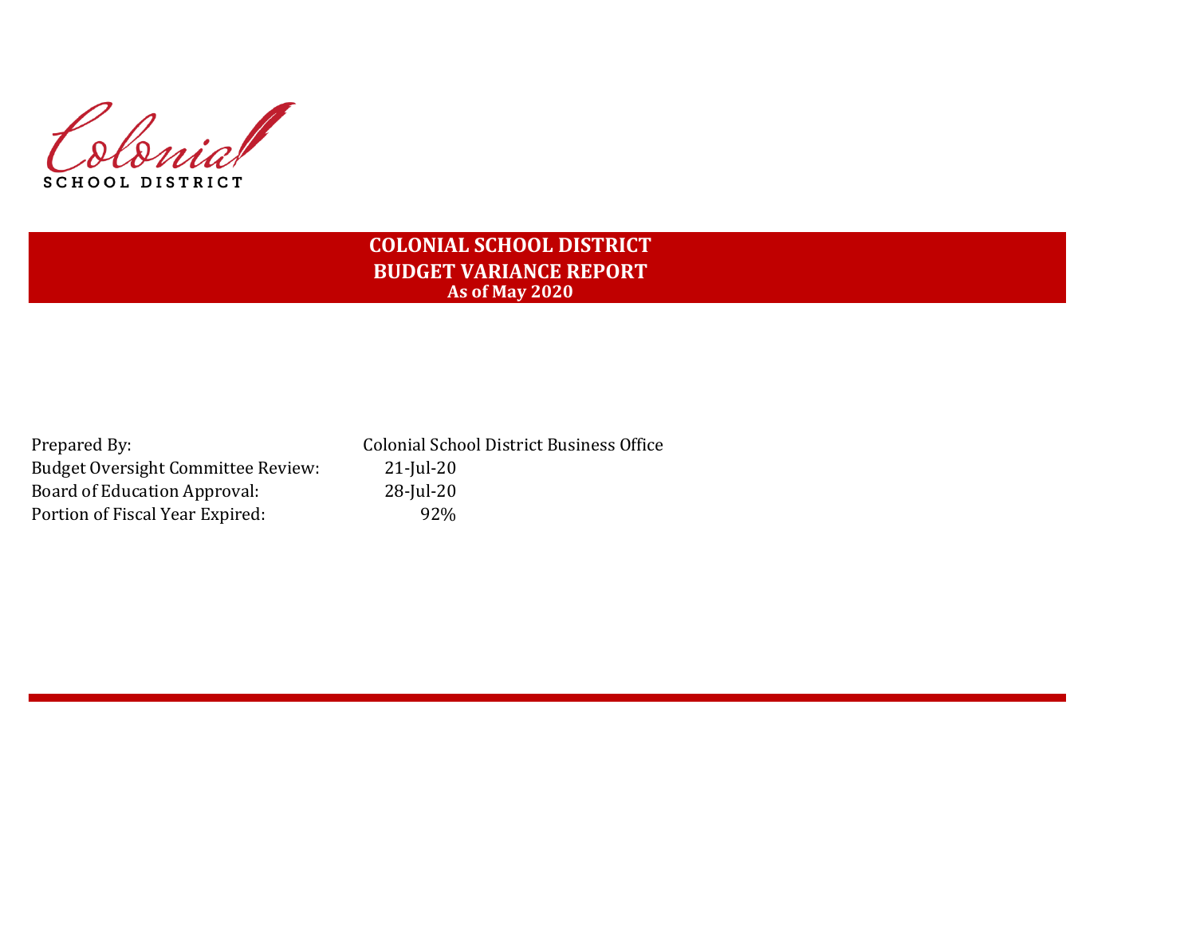Colonial
SCHOOL DISTRICT

# COLONIAL SCHOOL DISTRICT
## BUDGET VARIANCE REPORT
### As of May 2020

| | |
|---|---|
| Prepared By: | Colonial School District Business Office |
| Budget Oversight Committee Review: | 21-Jul-20 |
| Board of Education Approval: | 28-Jul-20 |
| Portion of Fiscal Year Expired: | 92% |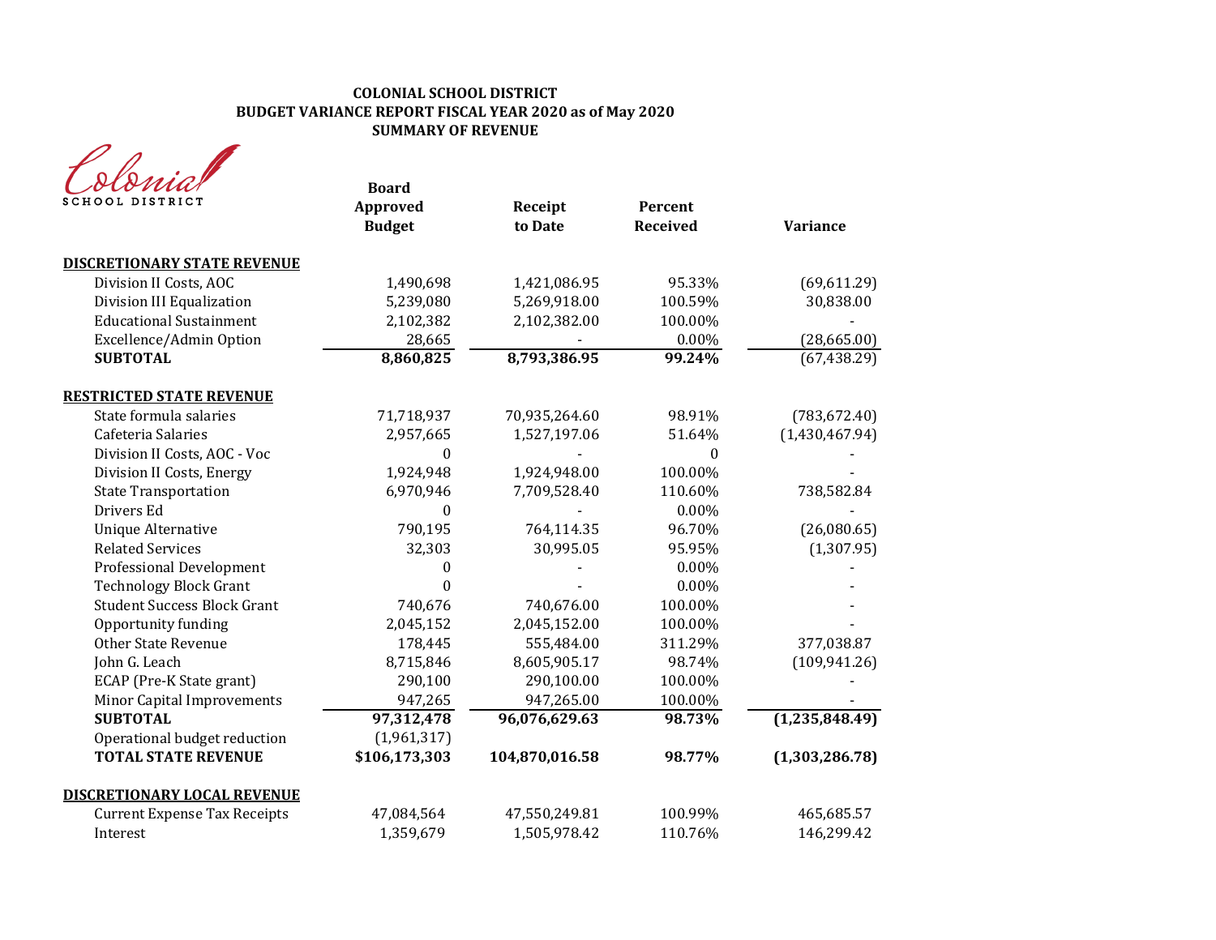**COLONIAL SCHOOL DISTRICT**
**BUDGET VARIANCE REPORT FISCAL YEAR 2020 as of May 2020**
**SUMMARY OF REVENUE**

Colonial SCHOOL DISTRICT

| | Board Approved Budget | Receipt to Date | Percent Received | Variance |
|---|---|---|---|---|
| **DISCRETIONARY STATE REVENUE** | | | | |
| Division II Costs, AOC | 1,490,698 | 1,421,086.95 | 95.33% | (69,611.29) |
| Division III Equalization | 5,239,080 | 5,269,918.00 | 100.59% | 30,838.00 |
| Educational Sustainment | 2,102,382 | 2,102,382.00 | 100.00% | - |
| Excellence/Admin Option | 28,665 | - | 0.00% | (28,665.00) |
| **SUBTOTAL** | **8,860,825** | **8,793,386.95** | **99.24%** | (67,438.29) |
| **RESTRICTED STATE REVENUE** | | | | |
| State formula salaries | 71,718,937 | 70,935,264.60 | 98.91% | (783,672.40) |
| Cafeteria Salaries | 2,957,665 | 1,527,197.06 | 51.64% | (1,430,467.94) |
| Division II Costs, AOC - Voc | 0 | - | 0 | - |
| Division II Costs, Energy | 1,924,948 | 1,924,948.00 | 100.00% | - |
| State Transportation | 6,970,946 | 7,709,528.40 | 110.60% | 738,582.84 |
| Drivers Ed | 0 | - | 0.00% | - |
| Unique Alternative | 790,195 | 764,114.35 | 96.70% | (26,080.65) |
| Related Services | 32,303 | 30,995.05 | 95.95% | (1,307.95) |
| Professional Development | 0 | - | 0.00% | - |
| Technology Block Grant | 0 | - | 0.00% | - |
| Student Success Block Grant | 740,676 | 740,676.00 | 100.00% | - |
| Opportunity funding | 2,045,152 | 2,045,152.00 | 100.00% | - |
| Other State Revenue | 178,445 | 555,484.00 | 311.29% | 377,038.87 |
| John G. Leach | 8,715,846 | 8,605,905.17 | 98.74% | (109,941.26) |
| ECAP (Pre-K State grant) | 290,100 | 290,100.00 | 100.00% | - |
| Minor Capital Improvements | 947,265 | 947,265.00 | 100.00% | - |
| **SUBTOTAL** | **97,312,478** | **96,076,629.63** | **98.73%** | **(1,235,848.49)** |
| Operational budget reduction | (1,961,317) | | | |
| **TOTAL STATE REVENUE** | **$106,173,303** | **104,870,016.58** | **98.77%** | **(1,303,286.78)** |
| **DISCRETIONARY LOCAL REVENUE** | | | | |
| Current Expense Tax Receipts | 47,084,564 | 47,550,249.81 | 100.99% | 465,685.57 |
| Interest | 1,359,679 | 1,505,978.42 | 110.76% | 146,299.42 |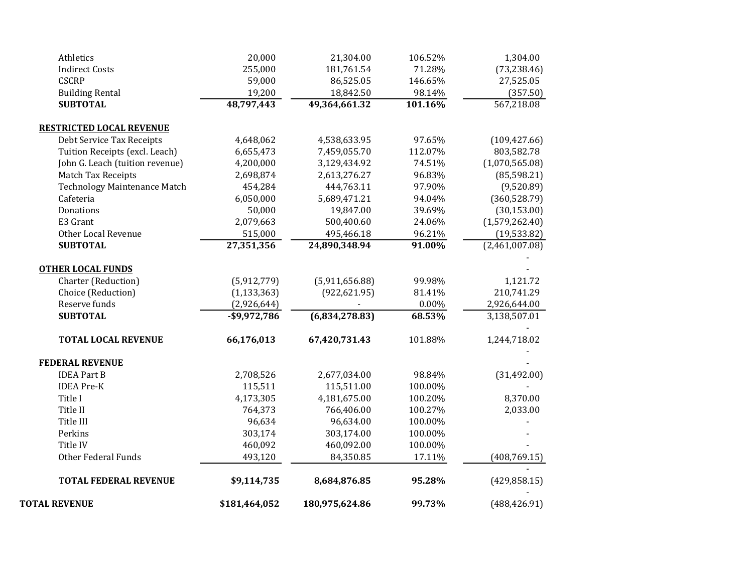| | | | | |
|---|---|---|---|---|
| Athletics | 20,000 | 21,304.00 | 106.52% | 1,304.00 |
| Indirect Costs | 255,000 | 181,761.54 | 71.28% | (73,238.46) |
| CSCRP | 59,000 | 86,525.05 | 146.65% | 27,525.05 |
| Building Rental | 19,200 | 18,842.50 | 98.14% | (357.50) |
| **SUBTOTAL** | **48,797,443** | **49,364,661.32** | **101.16%** | 567,218.08 |
| | | | | |
| **RESTRICTED LOCAL REVENUE** | | | | |
| Debt Service Tax Receipts | 4,648,062 | 4,538,633.95 | 97.65% | (109,427.66) |
| Tuition Receipts (excl. Leach) | 6,655,473 | 7,459,055.70 | 112.07% | 803,582.78 |
| John G. Leach (tuition revenue) | 4,200,000 | 3,129,434.92 | 74.51% | (1,070,565.08) |
| Match Tax Receipts | 2,698,874 | 2,613,276.27 | 96.83% | (85,598.21) |
| Technology Maintenance Match | 454,284 | 444,763.11 | 97.90% | (9,520.89) |
| Cafeteria | 6,050,000 | 5,689,471.21 | 94.04% | (360,528.79) |
| Donations | 50,000 | 19,847.00 | 39.69% | (30,153.00) |
| E3 Grant | 2,079,663 | 500,400.60 | 24.06% | (1,579,262.40) |
| Other Local Revenue | 515,000 | 495,466.18 | 96.21% | (19,533.82) |
| **SUBTOTAL** | **27,351,356** | **24,890,348.94** | **91.00%** | (2,461,007.08) |
| | | | | - |
| **OTHER LOCAL FUNDS** | | | | - |
| Charter (Reduction) | (5,912,779) | (5,911,656.88) | 99.98% | 1,121.72 |
| Choice (Reduction) | (1,133,363) | (922,621.95) | 81.41% | 210,741.29 |
| Reserve funds | (2,926,644) | - | 0.00% | 2,926,644.00 |
| **SUBTOTAL** | **-$9,972,786** | **(6,834,278.83)** | **68.53%** | 3,138,507.01 |
| | | | | - |
| **TOTAL LOCAL REVENUE** | **66,176,013** | **67,420,731.43** | 101.88% | 1,244,718.02 |
| | | | | - |
| **FEDERAL REVENUE** | | | | - |
| IDEA Part B | 2,708,526 | 2,677,034.00 | 98.84% | (31,492.00) |
| IDEA Pre-K | 115,511 | 115,511.00 | 100.00% | - |
| Title I | 4,173,305 | 4,181,675.00 | 100.20% | 8,370.00 |
| Title II | 764,373 | 766,406.00 | 100.27% | 2,033.00 |
| Title III | 96,634 | 96,634.00 | 100.00% | - |
| Perkins | 303,174 | 303,174.00 | 100.00% | - |
| Title IV | 460,092 | 460,092.00 | 100.00% | - |
| Other Federal Funds | 493,120 | 84,350.85 | 17.11% | (408,769.15) |
| | | | | - |
| **TOTAL FEDERAL REVENUE** | **$9,114,735** | **8,684,876.85** | **95.28%** | (429,858.15) |
| | | | | - |
| **TOTAL REVENUE** | **$181,464,052** | **180,975,624.86** | **99.73%** | (488,426.91) |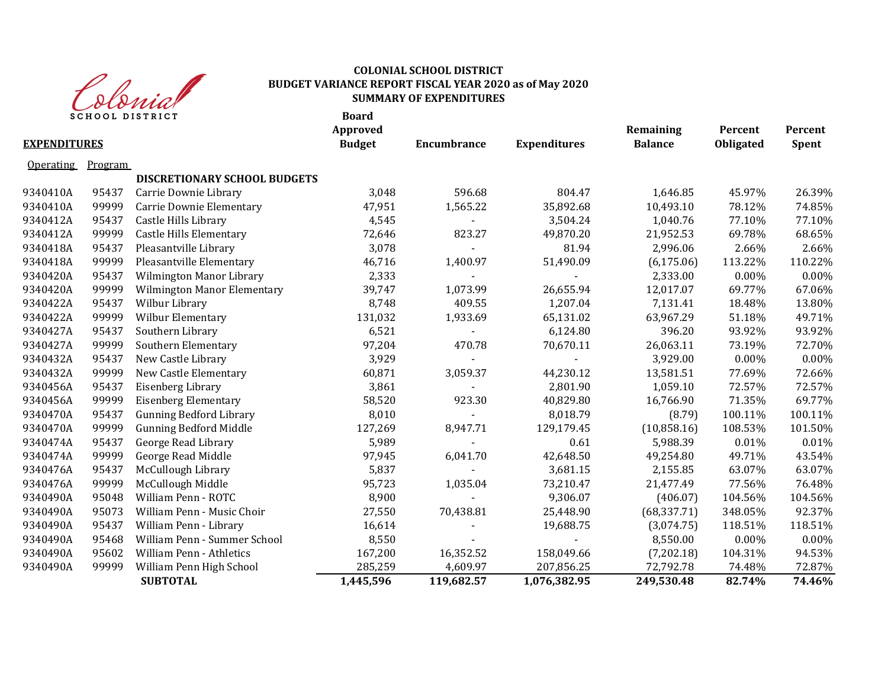Colonial SCHOOL DISTRICT

**COLONIAL SCHOOL DISTRICT**
**BUDGET VARIANCE REPORT FISCAL YEAR 2020 as of May 2020**
**SUMMARY OF EXPENDITURES**

| **EXPENDITURES** | | | **Board Approved Budget** | **Encumbrance** | **Expenditures** | **Remaining Balance** | **Percent Obligated** | **Percent Spent** |
|---|---|---|---|---|---|---|---|---|
| Operating | Program | | | | | | | |
| | | **DISCRETIONARY SCHOOL BUDGETS** | | | | | | |
| 9340410A | 95437 | Carrie Downie Library | 3,048 | 596.68 | 804.47 | 1,646.85 | 45.97% | 26.39% |
| 9340410A | 99999 | Carrie Downie Elementary | 47,951 | 1,565.22 | 35,892.68 | 10,493.10 | 78.12% | 74.85% |
| 9340412A | 95437 | Castle Hills Library | 4,545 | - | 3,504.24 | 1,040.76 | 77.10% | 77.10% |
| 9340412A | 99999 | Castle Hills Elementary | 72,646 | 823.27 | 49,870.20 | 21,952.53 | 69.78% | 68.65% |
| 9340418A | 95437 | Pleasantville Library | 3,078 | - | 81.94 | 2,996.06 | 2.66% | 2.66% |
| 9340418A | 99999 | Pleasantville Elementary | 46,716 | 1,400.97 | 51,490.09 | (6,175.06) | 113.22% | 110.22% |
| 9340420A | 95437 | Wilmington Manor Library | 2,333 | - | - | 2,333.00 | 0.00% | 0.00% |
| 9340420A | 99999 | Wilmington Manor Elementary | 39,747 | 1,073.99 | 26,655.94 | 12,017.07 | 69.77% | 67.06% |
| 9340422A | 95437 | Wilbur Library | 8,748 | 409.55 | 1,207.04 | 7,131.41 | 18.48% | 13.80% |
| 9340422A | 99999 | Wilbur Elementary | 131,032 | 1,933.69 | 65,131.02 | 63,967.29 | 51.18% | 49.71% |
| 9340427A | 95437 | Southern Library | 6,521 | - | 6,124.80 | 396.20 | 93.92% | 93.92% |
| 9340427A | 99999 | Southern Elementary | 97,204 | 470.78 | 70,670.11 | 26,063.11 | 73.19% | 72.70% |
| 9340432A | 95437 | New Castle Library | 3,929 | - | - | 3,929.00 | 0.00% | 0.00% |
| 9340432A | 99999 | New Castle Elementary | 60,871 | 3,059.37 | 44,230.12 | 13,581.51 | 77.69% | 72.66% |
| 9340456A | 95437 | Eisenberg Library | 3,861 | - | 2,801.90 | 1,059.10 | 72.57% | 72.57% |
| 9340456A | 99999 | Eisenberg Elementary | 58,520 | 923.30 | 40,829.80 | 16,766.90 | 71.35% | 69.77% |
| 9340470A | 95437 | Gunning Bedford Library | 8,010 | - | 8,018.79 | (8.79) | 100.11% | 100.11% |
| 9340470A | 99999 | Gunning Bedford Middle | 127,269 | 8,947.71 | 129,179.45 | (10,858.16) | 108.53% | 101.50% |
| 9340474A | 95437 | George Read Library | 5,989 | - | 0.61 | 5,988.39 | 0.01% | 0.01% |
| 9340474A | 99999 | George Read Middle | 97,945 | 6,041.70 | 42,648.50 | 49,254.80 | 49.71% | 43.54% |
| 9340476A | 95437 | McCullough Library | 5,837 | - | 3,681.15 | 2,155.85 | 63.07% | 63.07% |
| 9340476A | 99999 | McCullough Middle | 95,723 | 1,035.04 | 73,210.47 | 21,477.49 | 77.56% | 76.48% |
| 9340490A | 95048 | William Penn - ROTC | 8,900 | - | 9,306.07 | (406.07) | 104.56% | 104.56% |
| 9340490A | 95073 | William Penn - Music Choir | 27,550 | 70,438.81 | 25,448.90 | (68,337.71) | 348.05% | 92.37% |
| 9340490A | 95437 | William Penn - Library | 16,614 | - | 19,688.75 | (3,074.75) | 118.51% | 118.51% |
| 9340490A | 95468 | William Penn - Summer School | 8,550 | - | - | 8,550.00 | 0.00% | 0.00% |
| 9340490A | 95602 | William Penn - Athletics | 167,200 | 16,352.52 | 158,049.66 | (7,202.18) | 104.31% | 94.53% |
| 9340490A | 99999 | William Penn High School | 285,259 | 4,609.97 | 207,856.25 | 72,792.78 | 74.48% | 72.87% |
| | | **SUBTOTAL** | **1,445,596** | **119,682.57** | **1,076,382.95** | **249,530.48** | **82.74%** | **74.46%** |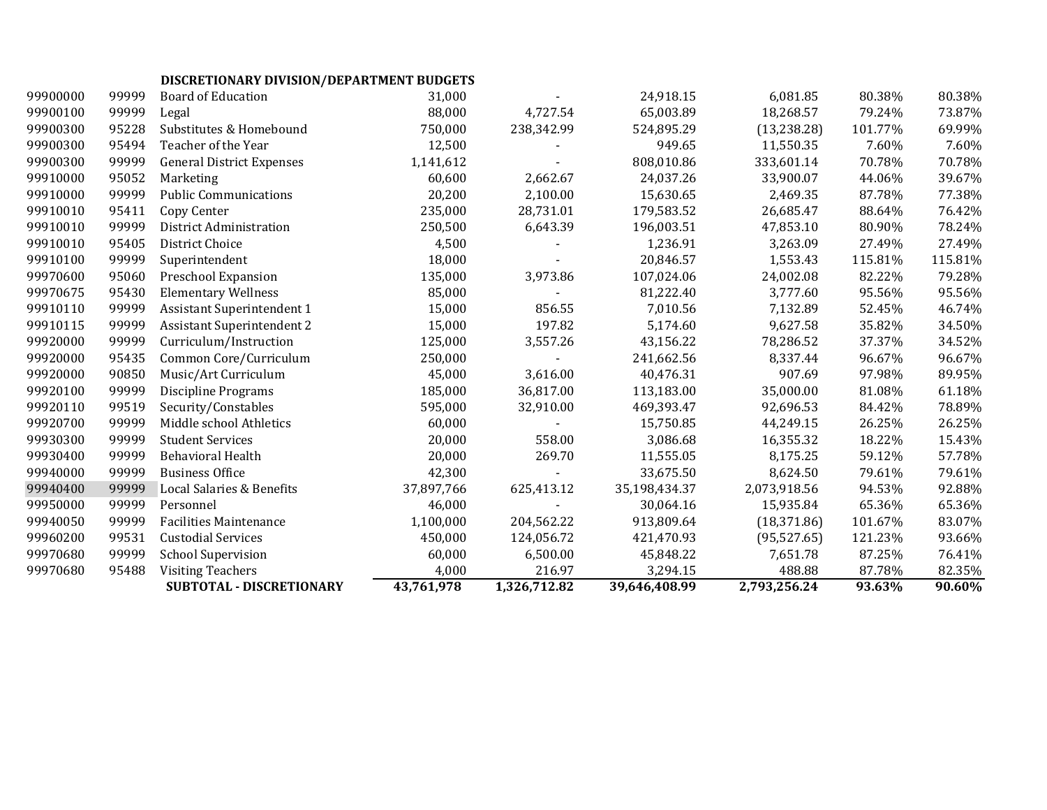| | | DISCRETIONARY DIVISION/DEPARTMENT BUDGETS | | | | | | |
|---|---|---|---|---|---|---|---|---|
| 99900000 | 99999 | Board of Education | 31,000 | - | 24,918.15 | 6,081.85 | 80.38% | 80.38% |
| 99900100 | 99999 | Legal | 88,000 | 4,727.54 | 65,003.89 | 18,268.57 | 79.24% | 73.87% |
| 99900300 | 95228 | Substitutes & Homebound | 750,000 | 238,342.99 | 524,895.29 | (13,238.28) | 101.77% | 69.99% |
| 99900300 | 95494 | Teacher of the Year | 12,500 | - | 949.65 | 11,550.35 | 7.60% | 7.60% |
| 99900300 | 99999 | General District Expenses | 1,141,612 | - | 808,010.86 | 333,601.14 | 70.78% | 70.78% |
| 99910000 | 95052 | Marketing | 60,600 | 2,662.67 | 24,037.26 | 33,900.07 | 44.06% | 39.67% |
| 99910000 | 99999 | Public Communications | 20,200 | 2,100.00 | 15,630.65 | 2,469.35 | 87.78% | 77.38% |
| 99910010 | 95411 | Copy Center | 235,000 | 28,731.01 | 179,583.52 | 26,685.47 | 88.64% | 76.42% |
| 99910010 | 99999 | District Administration | 250,500 | 6,643.39 | 196,003.51 | 47,853.10 | 80.90% | 78.24% |
| 99910010 | 95405 | District Choice | 4,500 | - | 1,236.91 | 3,263.09 | 27.49% | 27.49% |
| 99910100 | 99999 | Superintendent | 18,000 | - | 20,846.57 | 1,553.43 | 115.81% | 115.81% |
| 99970600 | 95060 | Preschool Expansion | 135,000 | 3,973.86 | 107,024.06 | 24,002.08 | 82.22% | 79.28% |
| 99970675 | 95430 | Elementary Wellness | 85,000 | - | 81,222.40 | 3,777.60 | 95.56% | 95.56% |
| 99910110 | 99999 | Assistant Superintendent 1 | 15,000 | 856.55 | 7,010.56 | 7,132.89 | 52.45% | 46.74% |
| 99910115 | 99999 | Assistant Superintendent 2 | 15,000 | 197.82 | 5,174.60 | 9,627.58 | 35.82% | 34.50% |
| 99920000 | 99999 | Curriculum/Instruction | 125,000 | 3,557.26 | 43,156.22 | 78,286.52 | 37.37% | 34.52% |
| 99920000 | 95435 | Common Core/Curriculum | 250,000 | - | 241,662.56 | 8,337.44 | 96.67% | 96.67% |
| 99920000 | 90850 | Music/Art Curriculum | 45,000 | 3,616.00 | 40,476.31 | 907.69 | 97.98% | 89.95% |
| 99920100 | 99999 | Discipline Programs | 185,000 | 36,817.00 | 113,183.00 | 35,000.00 | 81.08% | 61.18% |
| 99920110 | 99519 | Security/Constables | 595,000 | 32,910.00 | 469,393.47 | 92,696.53 | 84.42% | 78.89% |
| 99920700 | 99999 | Middle school Athletics | 60,000 | - | 15,750.85 | 44,249.15 | 26.25% | 26.25% |
| 99930300 | 99999 | Student Services | 20,000 | 558.00 | 3,086.68 | 16,355.32 | 18.22% | 15.43% |
| 99930400 | 99999 | Behavioral Health | 20,000 | 269.70 | 11,555.05 | 8,175.25 | 59.12% | 57.78% |
| 99940000 | 99999 | Business Office | 42,300 | - | 33,675.50 | 8,624.50 | 79.61% | 79.61% |
| 99940400 | 99999 | Local Salaries & Benefits | 37,897,766 | 625,413.12 | 35,198,434.37 | 2,073,918.56 | 94.53% | 92.88% |
| 99950000 | 99999 | Personnel | 46,000 | - | 30,064.16 | 15,935.84 | 65.36% | 65.36% |
| 99940050 | 99999 | Facilities Maintenance | 1,100,000 | 204,562.22 | 913,809.64 | (18,371.86) | 101.67% | 83.07% |
| 99960200 | 99531 | Custodial Services | 450,000 | 124,056.72 | 421,470.93 | (95,527.65) | 121.23% | 93.66% |
| 99970680 | 99999 | School Supervision | 60,000 | 6,500.00 | 45,848.22 | 7,651.78 | 87.25% | 76.41% |
| 99970680 | 95488 | Visiting Teachers | 4,000 | 216.97 | 3,294.15 | 488.88 | 87.78% | 82.35% |
| | | **SUBTOTAL - DISCRETIONARY** | **43,761,978** | **1,326,712.82** | **39,646,408.99** | **2,793,256.24** | **93.63%** | **90.60%** |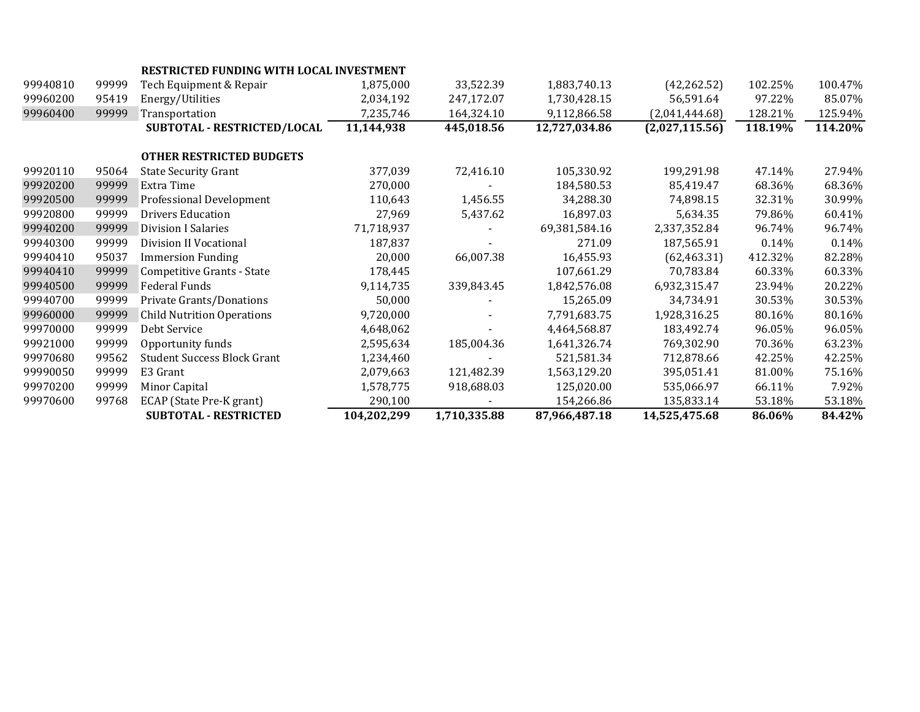| | | | | | | | | |
|---|---|---|---|---|---|---|---|---|
| | | **RESTRICTED FUNDING WITH LOCAL INVESTMENT** | | | | | | |
| 99940810 | 99999 | Tech Equipment & Repair | 1,875,000 | 33,522.39 | 1,883,740.13 | (42,262.52) | 102.25% | 100.47% |
| 99960200 | 95419 | Energy/Utilities | 2,034,192 | 247,172.07 | 1,730,428.15 | 56,591.64 | 97.22% | 85.07% |
| 99960400 | 99999 | Transportation | 7,235,746 | 164,324.10 | 9,112,866.58 | (2,041,444.68) | 128.21% | 125.94% |
| | | **SUBTOTAL - RESTRICTED/LOCAL** | **11,144,938** | **445,018.56** | **12,727,034.86** | **(2,027,115.56)** | **118.19%** | **114.20%** |
| | | | | | | | | |
| | | **OTHER RESTRICTED BUDGETS** | | | | | | |
| 99920110 | 95064 | State Security Grant | 377,039 | 72,416.10 | 105,330.92 | 199,291.98 | 47.14% | 27.94% |
| 99920200 | 99999 | Extra Time | 270,000 | - | 184,580.53 | 85,419.47 | 68.36% | 68.36% |
| 99920500 | 99999 | Professional Development | 110,643 | 1,456.55 | 34,288.30 | 74,898.15 | 32.31% | 30.99% |
| 99920800 | 99999 | Drivers Education | 27,969 | 5,437.62 | 16,897.03 | 5,634.35 | 79.86% | 60.41% |
| 99940200 | 99999 | Division I Salaries | 71,718,937 | - | 69,381,584.16 | 2,337,352.84 | 96.74% | 96.74% |
| 99940300 | 99999 | Division II Vocational | 187,837 | - | 271.09 | 187,565.91 | 0.14% | 0.14% |
| 99940410 | 95037 | Immersion Funding | 20,000 | 66,007.38 | 16,455.93 | (62,463.31) | 412.32% | 82.28% |
| 99940410 | 99999 | Competitive Grants - State | 178,445 | | 107,661.29 | 70,783.84 | 60.33% | 60.33% |
| 99940500 | 99999 | Federal Funds | 9,114,735 | 339,843.45 | 1,842,576.08 | 6,932,315.47 | 23.94% | 20.22% |
| 99940700 | 99999 | Private Grants/Donations | 50,000 | - | 15,265.09 | 34,734.91 | 30.53% | 30.53% |
| 99960000 | 99999 | Child Nutrition Operations | 9,720,000 | - | 7,791,683.75 | 1,928,316.25 | 80.16% | 80.16% |
| 99970000 | 99999 | Debt Service | 4,648,062 | - | 4,464,568.87 | 183,492.74 | 96.05% | 96.05% |
| 99921000 | 99999 | Opportunity funds | 2,595,634 | 185,004.36 | 1,641,326.74 | 769,302.90 | 70.36% | 63.23% |
| 99970680 | 99562 | Student Success Block Grant | 1,234,460 | - | 521,581.34 | 712,878.66 | 42.25% | 42.25% |
| 99990050 | 99999 | E3 Grant | 2,079,663 | 121,482.39 | 1,563,129.20 | 395,051.41 | 81.00% | 75.16% |
| 99970200 | 99999 | Minor Capital | 1,578,775 | 918,688.03 | 125,020.00 | 535,066.97 | 66.11% | 7.92% |
| 99970600 | 99768 | ECAP (State Pre-K grant) | 290,100 | - | 154,266.86 | 135,833.14 | 53.18% | 53.18% |
| | | **SUBTOTAL - RESTRICTED** | **104,202,299** | **1,710,335.88** | **87,966,487.18** | **14,525,475.68** | **86.06%** | **84.42%** |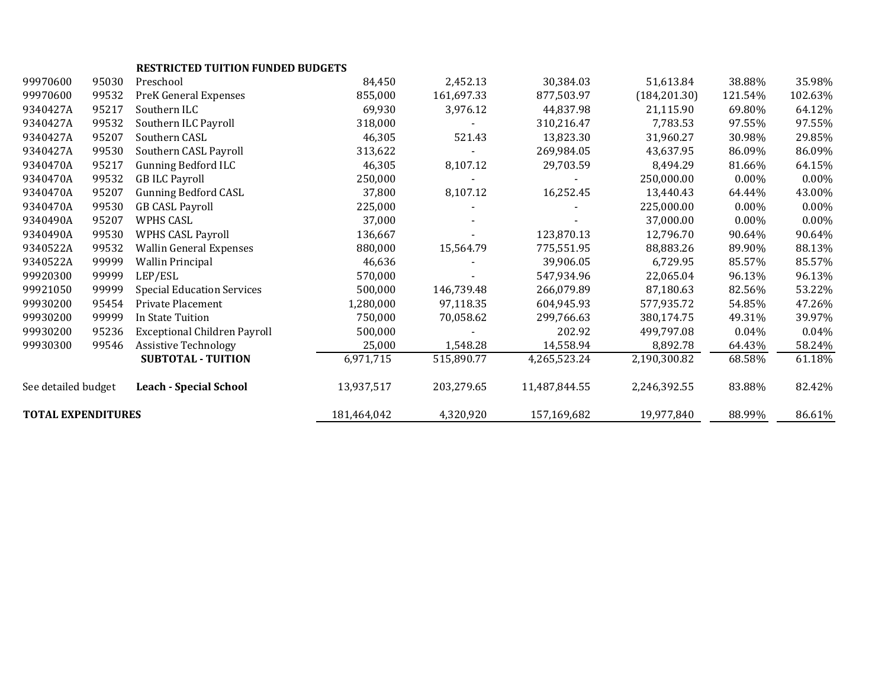| | | RESTRICTED TUITION FUNDED BUDGETS | | | | | | |
|---|---|---|---|---|---|---|---|---|
| 99970600 | 95030 | Preschool | 84,450 | 2,452.13 | 30,384.03 | 51,613.84 | 38.88% | 35.98% |
| 99970600 | 99532 | PreK General Expenses | 855,000 | 161,697.33 | 877,503.97 | (184,201.30) | 121.54% | 102.63% |
| 9340427A | 95217 | Southern ILC | 69,930 | 3,976.12 | 44,837.98 | 21,115.90 | 69.80% | 64.12% |
| 9340427A | 99532 | Southern ILC Payroll | 318,000 | - | 310,216.47 | 7,783.53 | 97.55% | 97.55% |
| 9340427A | 95207 | Southern CASL | 46,305 | 521.43 | 13,823.30 | 31,960.27 | 30.98% | 29.85% |
| 9340427A | 99530 | Southern CASL Payroll | 313,622 | - | 269,984.05 | 43,637.95 | 86.09% | 86.09% |
| 9340470A | 95217 | Gunning Bedford ILC | 46,305 | 8,107.12 | 29,703.59 | 8,494.29 | 81.66% | 64.15% |
| 9340470A | 99532 | GB ILC Payroll | 250,000 | - | - | 250,000.00 | 0.00% | 0.00% |
| 9340470A | 95207 | Gunning Bedford CASL | 37,800 | 8,107.12 | 16,252.45 | 13,440.43 | 64.44% | 43.00% |
| 9340470A | 99530 | GB CASL Payroll | 225,000 | - | - | 225,000.00 | 0.00% | 0.00% |
| 9340490A | 95207 | WPHS CASL | 37,000 | - | - | 37,000.00 | 0.00% | 0.00% |
| 9340490A | 99530 | WPHS CASL Payroll | 136,667 | - | 123,870.13 | 12,796.70 | 90.64% | 90.64% |
| 9340522A | 99532 | Wallin General Expenses | 880,000 | 15,564.79 | 775,551.95 | 88,883.26 | 89.90% | 88.13% |
| 9340522A | 99999 | Wallin Principal | 46,636 | - | 39,906.05 | 6,729.95 | 85.57% | 85.57% |
| 99920300 | 99999 | LEP/ESL | 570,000 | - | 547,934.96 | 22,065.04 | 96.13% | 96.13% |
| 99921050 | 99999 | Special Education Services | 500,000 | 146,739.48 | 266,079.89 | 87,180.63 | 82.56% | 53.22% |
| 99930200 | 95454 | Private Placement | 1,280,000 | 97,118.35 | 604,945.93 | 577,935.72 | 54.85% | 47.26% |
| 99930200 | 99999 | In State Tuition | 750,000 | 70,058.62 | 299,766.63 | 380,174.75 | 49.31% | 39.97% |
| 99930200 | 95236 | Exceptional Children Payroll | 500,000 | - | 202.92 | 499,797.08 | 0.04% | 0.04% |
| 99930300 | 99546 | Assistive Technology | 25,000 | 1,548.28 | 14,558.94 | 8,892.78 | 64.43% | 58.24% |
| | | **SUBTOTAL - TUITION** | 6,971,715 | 515,890.77 | 4,265,523.24 | 2,190,300.82 | 68.58% | 61.18% |
| See detailed budget | | **Leach - Special School** | 13,937,517 | 203,279.65 | 11,487,844.55 | 2,246,392.55 | 83.88% | 82.42% |
| **TOTAL EXPENDITURES** | | | 181,464,042 | 4,320,920 | 157,169,682 | 19,977,840 | 88.99% | 86.61% |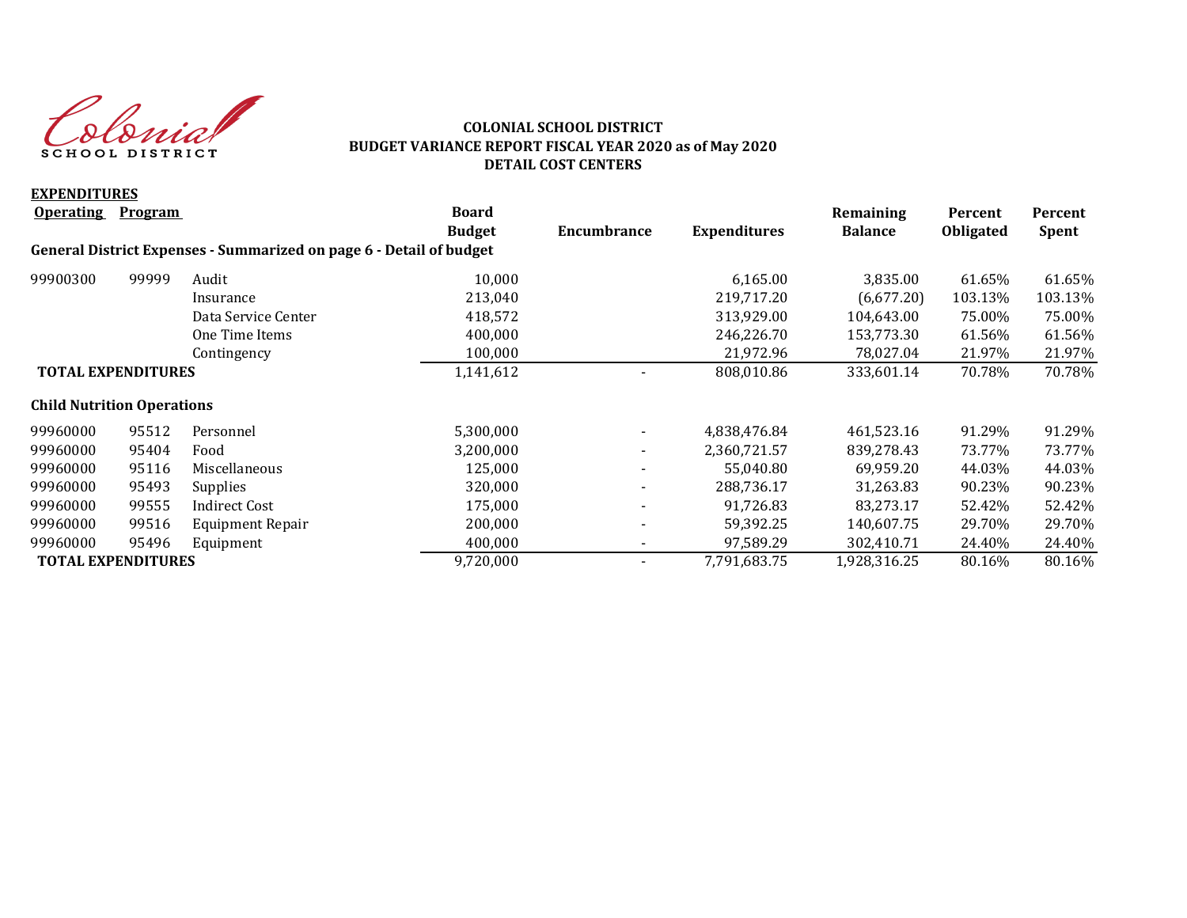**COLONIAL SCHOOL DISTRICT**
**BUDGET VARIANCE REPORT FISCAL YEAR 2020 as of May 2020**
**DETAIL COST CENTERS**

**EXPENDITURES**

| Operating | Program | | Board Budget | Encumbrance | Expenditures | Remaining Balance | Percent Obligated | Percent Spent |
|---|---|---|---|---|---|---|---|---|
| **General District Expenses - Summarized on page 6 - Detail of budget** | | | | | | | | |
| 99900300 | 99999 | Audit | 10,000 | | 6,165.00 | 3,835.00 | 61.65% | 61.65% |
| | | Insurance | 213,040 | | 219,717.20 | (6,677.20) | 103.13% | 103.13% |
| | | Data Service Center | 418,572 | | 313,929.00 | 104,643.00 | 75.00% | 75.00% |
| | | One Time Items | 400,000 | | 246,226.70 | 153,773.30 | 61.56% | 61.56% |
| | | Contingency | 100,000 | | 21,972.96 | 78,027.04 | 21.97% | 21.97% |
| **TOTAL EXPENDITURES** | | | 1,141,612 | - | 808,010.86 | 333,601.14 | 70.78% | 70.78% |
| **Child Nutrition Operations** | | | | | | | | |
| 99960000 | 95512 | Personnel | 5,300,000 | - | 4,838,476.84 | 461,523.16 | 91.29% | 91.29% |
| 99960000 | 95404 | Food | 3,200,000 | - | 2,360,721.57 | 839,278.43 | 73.77% | 73.77% |
| 99960000 | 95116 | Miscellaneous | 125,000 | - | 55,040.80 | 69,959.20 | 44.03% | 44.03% |
| 99960000 | 95493 | Supplies | 320,000 | - | 288,736.17 | 31,263.83 | 90.23% | 90.23% |
| 99960000 | 99555 | Indirect Cost | 175,000 | - | 91,726.83 | 83,273.17 | 52.42% | 52.42% |
| 99960000 | 99516 | Equipment Repair | 200,000 | - | 59,392.25 | 140,607.75 | 29.70% | 29.70% |
| 99960000 | 95496 | Equipment | 400,000 | - | 97,589.29 | 302,410.71 | 24.40% | 24.40% |
| **TOTAL EXPENDITURES** | | | 9,720,000 | - | 7,791,683.75 | 1,928,316.25 | 80.16% | 80.16% |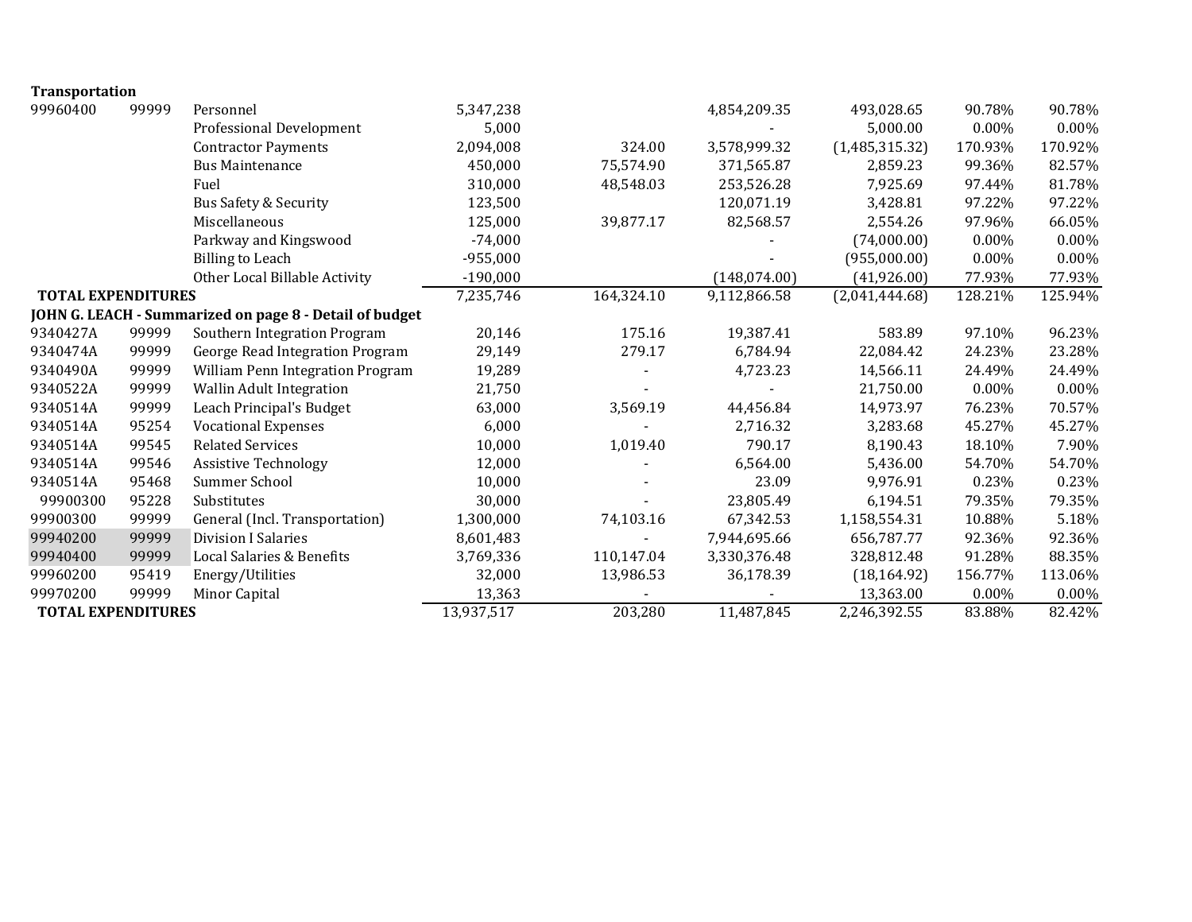| | | | | | | | | |
|---|---|---|---|---|---|---|---|---|
| **Transportation** | | | | | | | | |
| 99960400 | 99999 | Personnel | 5,347,238 | | 4,854,209.35 | 493,028.65 | 90.78% | 90.78% |
| | | Professional Development | 5,000 | | - | 5,000.00 | 0.00% | 0.00% |
| | | Contractor Payments | 2,094,008 | 324.00 | 3,578,999.32 | (1,485,315.32) | 170.93% | 170.92% |
| | | Bus Maintenance | 450,000 | 75,574.90 | 371,565.87 | 2,859.23 | 99.36% | 82.57% |
| | | Fuel | 310,000 | 48,548.03 | 253,526.28 | 7,925.69 | 97.44% | 81.78% |
| | | Bus Safety & Security | 123,500 | | 120,071.19 | 3,428.81 | 97.22% | 97.22% |
| | | Miscellaneous | 125,000 | 39,877.17 | 82,568.57 | 2,554.26 | 97.96% | 66.05% |
| | | Parkway and Kingswood | -74,000 | | - | (74,000.00) | 0.00% | 0.00% |
| | | Billing to Leach | -955,000 | | - | (955,000.00) | 0.00% | 0.00% |
| | | Other Local Billable Activity | -190,000 | | (148,074.00) | (41,926.00) | 77.93% | 77.93% |
| **TOTAL EXPENDITURES** | | | 7,235,746 | 164,324.10 | 9,112,866.58 | (2,041,444.68) | 128.21% | 125.94% |
| **JOHN G. LEACH - Summarized on page 8 - Detail of budget** | | | | | | | | |
| 9340427A | 99999 | Southern Integration Program | 20,146 | 175.16 | 19,387.41 | 583.89 | 97.10% | 96.23% |
| 9340474A | 99999 | George Read Integration Program | 29,149 | 279.17 | 6,784.94 | 22,084.42 | 24.23% | 23.28% |
| 9340490A | 99999 | William Penn Integration Program | 19,289 | - | 4,723.23 | 14,566.11 | 24.49% | 24.49% |
| 9340522A | 99999 | Wallin Adult Integration | 21,750 | - | - | 21,750.00 | 0.00% | 0.00% |
| 9340514A | 99999 | Leach Principal's Budget | 63,000 | 3,569.19 | 44,456.84 | 14,973.97 | 76.23% | 70.57% |
| 9340514A | 95254 | Vocational Expenses | 6,000 | - | 2,716.32 | 3,283.68 | 45.27% | 45.27% |
| 9340514A | 99545 | Related Services | 10,000 | 1,019.40 | 790.17 | 8,190.43 | 18.10% | 7.90% |
| 9340514A | 99546 | Assistive Technology | 12,000 | - | 6,564.00 | 5,436.00 | 54.70% | 54.70% |
| 9340514A | 95468 | Summer School | 10,000 | - | 23.09 | 9,976.91 | 0.23% | 0.23% |
| 99900300 | 95228 | Substitutes | 30,000 | - | 23,805.49 | 6,194.51 | 79.35% | 79.35% |
| 99900300 | 99999 | General (Incl. Transportation) | 1,300,000 | 74,103.16 | 67,342.53 | 1,158,554.31 | 10.88% | 5.18% |
| 99940200 | 99999 | Division I Salaries | 8,601,483 | - | 7,944,695.66 | 656,787.77 | 92.36% | 92.36% |
| 99940400 | 99999 | Local Salaries & Benefits | 3,769,336 | 110,147.04 | 3,330,376.48 | 328,812.48 | 91.28% | 88.35% |
| 99960200 | 95419 | Energy/Utilities | 32,000 | 13,986.53 | 36,178.39 | (18,164.92) | 156.77% | 113.06% |
| 99970200 | 99999 | Minor Capital | 13,363 | - | - | 13,363.00 | 0.00% | 0.00% |
| **TOTAL EXPENDITURES** | | | 13,937,517 | 203,280 | 11,487,845 | 2,246,392.55 | 83.88% | 82.42% |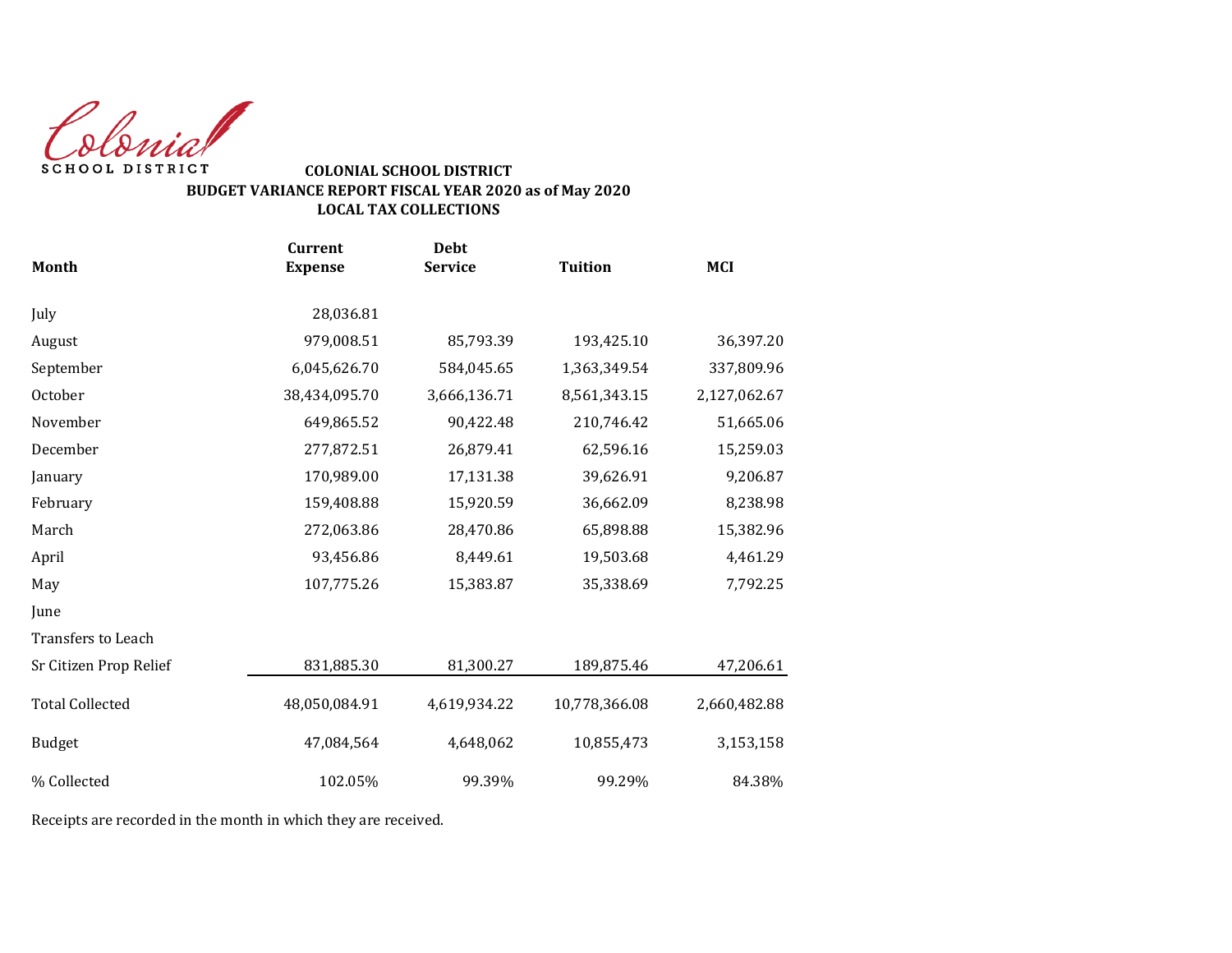Colonial
SCHOOL DISTRICT

**COLONIAL SCHOOL DISTRICT**
**BUDGET VARIANCE REPORT FISCAL YEAR 2020 as of May 2020**
**LOCAL TAX COLLECTIONS**

| Month | Current Expense | Debt Service | Tuition | MCI |
|---|---|---|---|---|
| July | 28,036.81 | | | |
| August | 979,008.51 | 85,793.39 | 193,425.10 | 36,397.20 |
| September | 6,045,626.70 | 584,045.65 | 1,363,349.54 | 337,809.96 |
| October | 38,434,095.70 | 3,666,136.71 | 8,561,343.15 | 2,127,062.67 |
| November | 649,865.52 | 90,422.48 | 210,746.42 | 51,665.06 |
| December | 277,872.51 | 26,879.41 | 62,596.16 | 15,259.03 |
| January | 170,989.00 | 17,131.38 | 39,626.91 | 9,206.87 |
| February | 159,408.88 | 15,920.59 | 36,662.09 | 8,238.98 |
| March | 272,063.86 | 28,470.86 | 65,898.88 | 15,382.96 |
| April | 93,456.86 | 8,449.61 | 19,503.68 | 4,461.29 |
| May | 107,775.26 | 15,383.87 | 35,338.69 | 7,792.25 |
| June | | | | |
| Transfers to Leach | | | | |
| Sr Citizen Prop Relief | 831,885.30 | 81,300.27 | 189,875.46 | 47,206.61 |
| Total Collected | 48,050,084.91 | 4,619,934.22 | 10,778,366.08 | 2,660,482.88 |
| Budget | 47,084,564 | 4,648,062 | 10,855,473 | 3,153,158 |
| % Collected | 102.05% | 99.39% | 99.29% | 84.38% |

Receipts are recorded in the month in which they are received.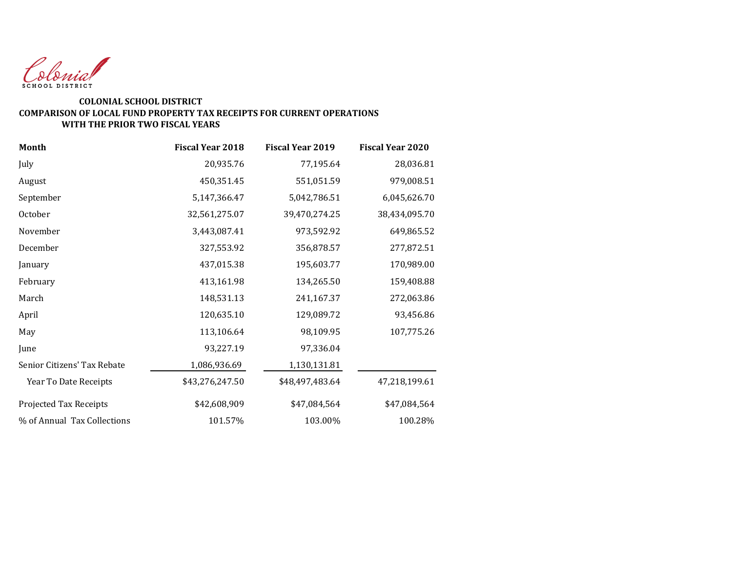Colonial
SCHOOL DISTRICT

**COLONIAL SCHOOL DISTRICT**
**COMPARISON OF LOCAL FUND PROPERTY TAX RECEIPTS FOR CURRENT OPERATIONS**
**WITH THE PRIOR TWO FISCAL YEARS**

| Month | Fiscal Year 2018 | Fiscal Year 2019 | Fiscal Year 2020 |
|---|---|---|---|
| July | 20,935.76 | 77,195.64 | 28,036.81 |
| August | 450,351.45 | 551,051.59 | 979,008.51 |
| September | 5,147,366.47 | 5,042,786.51 | 6,045,626.70 |
| October | 32,561,275.07 | 39,470,274.25 | 38,434,095.70 |
| November | 3,443,087.41 | 973,592.92 | 649,865.52 |
| December | 327,553.92 | 356,878.57 | 277,872.51 |
| January | 437,015.38 | 195,603.77 | 170,989.00 |
| February | 413,161.98 | 134,265.50 | 159,408.88 |
| March | 148,531.13 | 241,167.37 | 272,063.86 |
| April | 120,635.10 | 129,089.72 | 93,456.86 |
| May | 113,106.64 | 98,109.95 | 107,775.26 |
| June | 93,227.19 | 97,336.04 | |
| Senior Citizens' Tax Rebate | 1,086,936.69 | 1,130,131.81 | |
| Year To Date Receipts | $43,276,247.50 | $48,497,483.64 | 47,218,199.61 |
| Projected Tax Receipts | $42,608,909 | $47,084,564 | $47,084,564 |
| % of Annual Tax Collections | 101.57% | 103.00% | 100.28% |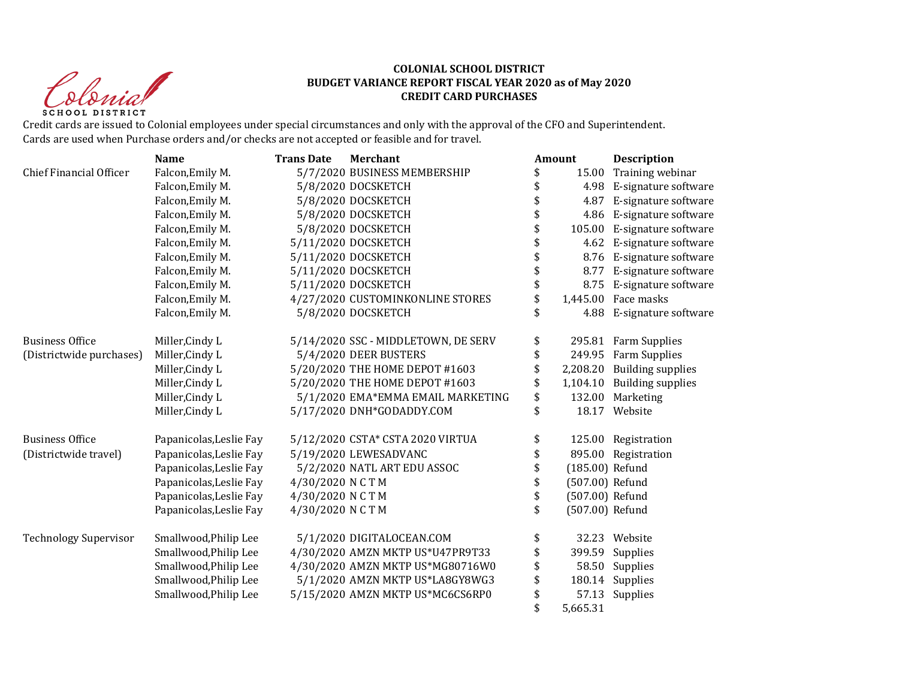**COLONIAL SCHOOL DISTRICT**
**BUDGET VARIANCE REPORT FISCAL YEAR 2020 as of May 2020**
**CREDIT CARD PURCHASES**

Credit cards are issued to Colonial employees under special circumstances and only with the approval of the CFO and Superintendent.
Cards are used when Purchase orders and/or checks are not accepted or feasible and for travel.

| | Name | Trans Date | Merchant | Amount | Description |
|---|---|---|---|---|---|
| Chief Financial Officer | Falcon,Emily M. | 5/7/2020 | BUSINESS MEMBERSHIP | $ 15.00 | Training webinar |
| | Falcon,Emily M. | 5/8/2020 | DOCSKETCH | $ 4.98 | E-signature software |
| | Falcon,Emily M. | 5/8/2020 | DOCSKETCH | $ 4.87 | E-signature software |
| | Falcon,Emily M. | 5/8/2020 | DOCSKETCH | $ 4.86 | E-signature software |
| | Falcon,Emily M. | 5/8/2020 | DOCSKETCH | $ 105.00 | E-signature software |
| | Falcon,Emily M. | 5/11/2020 | DOCSKETCH | $ 4.62 | E-signature software |
| | Falcon,Emily M. | 5/11/2020 | DOCSKETCH | $ 8.76 | E-signature software |
| | Falcon,Emily M. | 5/11/2020 | DOCSKETCH | $ 8.77 | E-signature software |
| | Falcon,Emily M. | 5/11/2020 | DOCSKETCH | $ 8.75 | E-signature software |
| | Falcon,Emily M. | 4/27/2020 | CUSTOMINKONLINE STORES | $ 1,445.00 | Face masks |
| | Falcon,Emily M. | 5/8/2020 | DOCSKETCH | $ 4.88 | E-signature software |
| Business Office (Districtwide purchases) | Miller,Cindy L | 5/14/2020 | SSC - MIDDLETOWN, DE SERV | $ 295.81 | Farm Supplies |
| | Miller,Cindy L | 5/4/2020 | DEER BUSTERS | $ 249.95 | Farm Supplies |
| | Miller,Cindy L | 5/20/2020 | THE HOME DEPOT #1603 | $ 2,208.20 | Building supplies |
| | Miller,Cindy L | 5/20/2020 | THE HOME DEPOT #1603 | $ 1,104.10 | Building supplies |
| | Miller,Cindy L | 5/1/2020 | EMA*EMMA EMAIL MARKETING | $ 132.00 | Marketing |
| | Miller,Cindy L | 5/17/2020 | DNH*GODADDY.COM | $ 18.17 | Website |
| Business Office (Districtwide travel) | Papanicolas,Leslie Fay | 5/12/2020 | CSTA* CSTA 2020 VIRTUA | $ 125.00 | Registration |
| | Papanicolas,Leslie Fay | 5/19/2020 | LEWESADVANC | $ 895.00 | Registration |
| | Papanicolas,Leslie Fay | 5/2/2020 | NATL ART EDU ASSOC | $ (185.00) | Refund |
| | Papanicolas,Leslie Fay | 4/30/2020 | N C T M | $ (507.00) | Refund |
| | Papanicolas,Leslie Fay | 4/30/2020 | N C T M | $ (507.00) | Refund |
| | Papanicolas,Leslie Fay | 4/30/2020 | N C T M | $ (507.00) | Refund |
| Technology Supervisor | Smallwood,Philip Lee | 5/1/2020 | DIGITALOCEAN.COM | $ 32.23 | Website |
| | Smallwood,Philip Lee | 4/30/2020 | AMZN MKTP US*U47PR9T33 | $ 399.59 | Supplies |
| | Smallwood,Philip Lee | 4/30/2020 | AMZN MKTP US*MG80716W0 | $ 58.50 | Supplies |
| | Smallwood,Philip Lee | 5/1/2020 | AMZN MKTP US*LA8GY8WG3 | $ 180.14 | Supplies |
| | Smallwood,Philip Lee | 5/15/2020 | AMZN MKTP US*MC6CS6RP0 | $ 57.13 | Supplies |
| | | | | $ 5,665.31 | |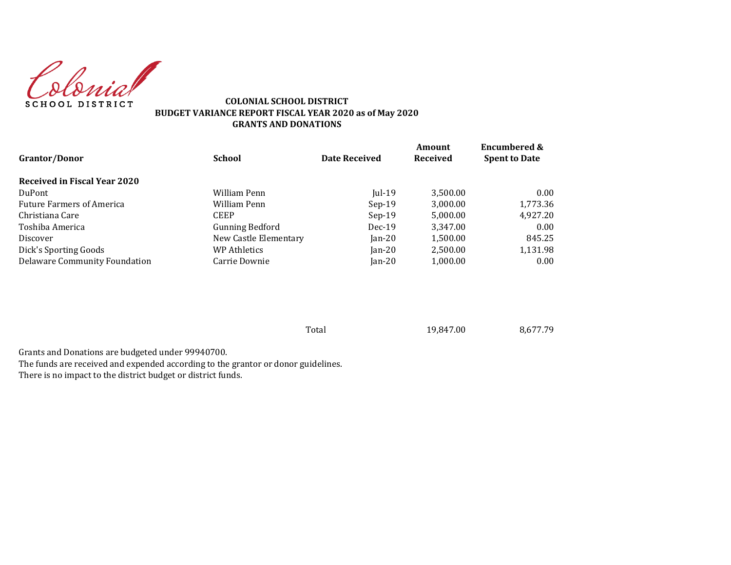Colonial
SCHOOL DISTRICT

# COLONIAL SCHOOL DISTRICT
## BUDGET VARIANCE REPORT FISCAL YEAR 2020 as of May 2020
## GRANTS AND DONATIONS

| Grantor/Donor | School | Date Received | Amount Received | Encumbered & Spent to Date |
|---|---|---|---|---|
| **Received in Fiscal Year 2020** | | | | |
| DuPont | William Penn | Jul-19 | 3,500.00 | 0.00 |
| Future Farmers of America | William Penn | Sep-19 | 3,000.00 | 1,773.36 |
| Christiana Care | CEEP | Sep-19 | 5,000.00 | 4,927.20 |
| Toshiba America | Gunning Bedford | Dec-19 | 3,347.00 | 0.00 |
| Discover | New Castle Elementary | Jan-20 | 1,500.00 | 845.25 |
| Dick's Sporting Goods | WP Athletics | Jan-20 | 2,500.00 | 1,131.98 |
| Delaware Community Foundation | Carrie Downie | Jan-20 | 1,000.00 | 0.00 |
| | Total | | 19,847.00 | 8,677.79 |

Grants and Donations are budgeted under 99940700.
The funds are received and expended according to the grantor or donor guidelines.
There is no impact to the district budget or district funds.